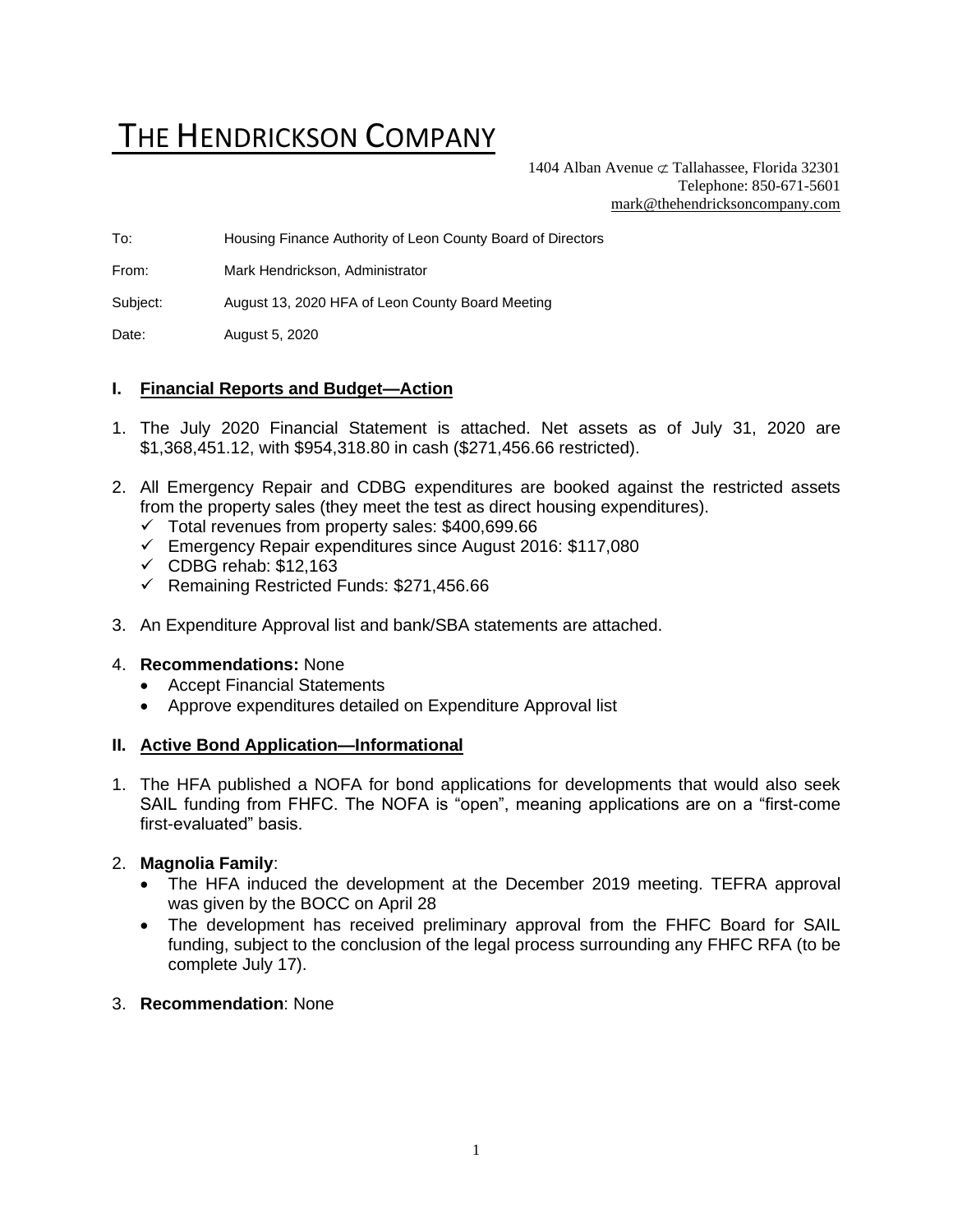# THE HENDRICKSON COMPANY

1404 Alban Avenue ⊄ Tallahassee, Florida 32301
Telephone: 850-671-5601
mark@thehendricksoncompany.com

To: Housing Finance Authority of Leon County Board of Directors

From: Mark Hendrickson, Administrator

Subject: August 13, 2020 HFA of Leon County Board Meeting

Date: August 5, 2020

## I. Financial Reports and Budget—Action

1. The July 2020 Financial Statement is attached. Net assets as of July 31, 2020 are $1,368,451.12, with $954,318.80 in cash ($271,456.66 restricted).

2. All Emergency Repair and CDBG expenditures are booked against the restricted assets from the property sales (they meet the test as direct housing expenditures).
   - ✓ Total revenues from property sales: $400,699.66
   - ✓ Emergency Repair expenditures since August 2016: $117,080
   - ✓ CDBG rehab: $12,163
   - ✓ Remaining Restricted Funds: $271,456.66

3. An Expenditure Approval list and bank/SBA statements are attached.

4. **Recommendations:** None
   - Accept Financial Statements
   - Approve expenditures detailed on Expenditure Approval list

## II. Active Bond Application—Informational

1. The HFA published a NOFA for bond applications for developments that would also seek SAIL funding from FHFC. The NOFA is "open", meaning applications are on a "first-come first-evaluated" basis.

2. **Magnolia Family**:
   - The HFA induced the development at the December 2019 meeting. TEFRA approval was given by the BOCC on April 28
   - The development has received preliminary approval from the FHFC Board for SAIL funding, subject to the conclusion of the legal process surrounding any FHFC RFA (to be complete July 17).

3. **Recommendation**: None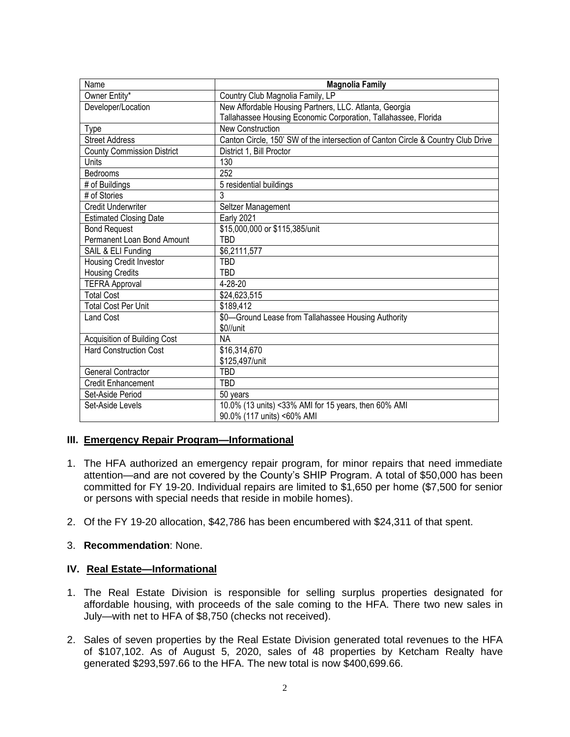| Name | Magnolia Family |
|---|---|
| Owner Entity* | Country Club Magnolia Family, LP |
| Developer/Location | New Affordable Housing Partners, LLC. Atlanta, Georgia<br>Tallahassee Housing Economic Corporation, Tallahassee, Florida |
| Type | New Construction |
| Street Address | Canton Circle, 150' SW of the intersection of Canton Circle & Country Club Drive |
| County Commission District | District 1, Bill Proctor |
| Units | 130 |
| Bedrooms | 252 |
| # of Buildings | 5 residential buildings |
| # of Stories | 3 |
| Credit Underwriter | Seltzer Management |
| Estimated Closing Date | Early 2021 |
| Bond Request | $15,000,000 or $115,385/unit |
| Permanent Loan Bond Amount | TBD |
| SAIL & ELI Funding | $6,2111,577 |
| Housing Credit Investor | TBD |
| Housing Credits | TBD |
| TEFRA Approval | 4-28-20 |
| Total Cost | $24,623,515 |
| Total Cost Per Unit | $189,412 |
| Land Cost | $0—Ground Lease from Tallahassee Housing Authority<br>$0//unit |
| Acquisition of Building Cost | NA |
| Hard Construction Cost | $16,314,670<br>$125,497/unit |
| General Contractor | TBD |
| Credit Enhancement | TBD |
| Set-Aside Period | 50 years |
| Set-Aside Levels | 10.0% (13 units) <33% AMI for 15 years, then 60% AMI<br>90.0% (117 units) <60% AMI |

## III. Emergency Repair Program—Informational

1. The HFA authorized an emergency repair program, for minor repairs that need immediate attention—and are not covered by the County's SHIP Program. A total of $50,000 has been committed for FY 19-20. Individual repairs are limited to $1,650 per home ($7,500 for senior or persons with special needs that reside in mobile homes).

2. Of the FY 19-20 allocation, $42,786 has been encumbered with $24,311 of that spent.

3. **Recommendation**: None.

## IV. Real Estate—Informational

1. The Real Estate Division is responsible for selling surplus properties designated for affordable housing, with proceeds of the sale coming to the HFA. There two new sales in July—with net to HFA of $8,750 (checks not received).

2. Sales of seven properties by the Real Estate Division generated total revenues to the HFA of $107,102. As of August 5, 2020, sales of 48 properties by Ketcham Realty have generated $293,597.66 to the HFA. The new total is now $400,699.66.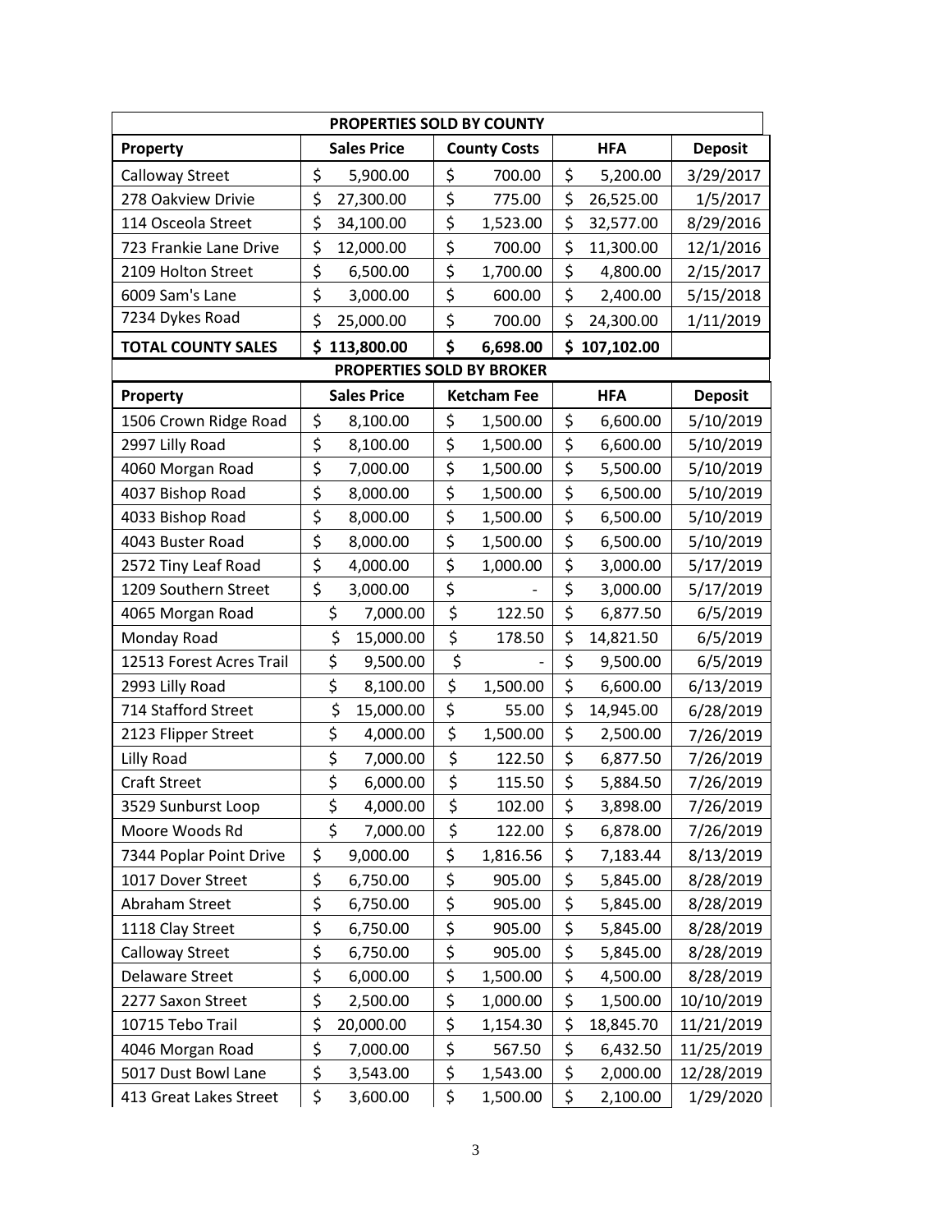| PROPERTIES SOLD BY COUNTY | | | | |
|---|---|---|---|---|
| **Property** | **Sales Price** | **County Costs** | **HFA** | **Deposit** |
| Calloway Street | $ 5,900.00 | $ 700.00 | $ 5,200.00 | 3/29/2017 |
| 278 Oakview Drivie | $ 27,300.00 | $ 775.00 | $ 26,525.00 | 1/5/2017 |
| 114 Osceola Street | $ 34,100.00 | $ 1,523.00 | $ 32,577.00 | 8/29/2016 |
| 723 Frankie Lane Drive | $ 12,000.00 | $ 700.00 | $ 11,300.00 | 12/1/2016 |
| 2109 Holton Street | $ 6,500.00 | $ 1,700.00 | $ 4,800.00 | 2/15/2017 |
| 6009 Sam's Lane | $ 3,000.00 | $ 600.00 | $ 2,400.00 | 5/15/2018 |
| 7234 Dykes Road | $ 25,000.00 | $ 700.00 | $ 24,300.00 | 1/11/2019 |
| **TOTAL COUNTY SALES** | **$ 113,800.00** | **$ 6,698.00** | **$ 107,102.00** | |

| PROPERTIES SOLD BY BROKER | | | | |
|---|---|---|---|---|
| **Property** | **Sales Price** | **Ketcham Fee** | **HFA** | **Deposit** |
| 1506 Crown Ridge Road | $ 8,100.00 | $ 1,500.00 | $ 6,600.00 | 5/10/2019 |
| 2997 Lilly Road | $ 8,100.00 | $ 1,500.00 | $ 6,600.00 | 5/10/2019 |
| 4060 Morgan Road | $ 7,000.00 | $ 1,500.00 | $ 5,500.00 | 5/10/2019 |
| 4037 Bishop Road | $ 8,000.00 | $ 1,500.00 | $ 6,500.00 | 5/10/2019 |
| 4033 Bishop Road | $ 8,000.00 | $ 1,500.00 | $ 6,500.00 | 5/10/2019 |
| 4043 Buster Road | $ 8,000.00 | $ 1,500.00 | $ 6,500.00 | 5/10/2019 |
| 2572 Tiny Leaf Road | $ 4,000.00 | $ 1,000.00 | $ 3,000.00 | 5/17/2019 |
| 1209 Southern Street | $ 3,000.00 | $ - | $ 3,000.00 | 5/17/2019 |
| 4065 Morgan Road | $ 7,000.00 | $ 122.50 | $ 6,877.50 | 6/5/2019 |
| Monday Road | $ 15,000.00 | $ 178.50 | $ 14,821.50 | 6/5/2019 |
| 12513 Forest Acres Trail | $ 9,500.00 | $ - | $ 9,500.00 | 6/5/2019 |
| 2993 Lilly Road | $ 8,100.00 | $ 1,500.00 | $ 6,600.00 | 6/13/2019 |
| 714 Stafford Street | $ 15,000.00 | $ 55.00 | $ 14,945.00 | 6/28/2019 |
| 2123 Flipper Street | $ 4,000.00 | $ 1,500.00 | $ 2,500.00 | 7/26/2019 |
| Lilly Road | $ 7,000.00 | $ 122.50 | $ 6,877.50 | 7/26/2019 |
| Craft Street | $ 6,000.00 | $ 115.50 | $ 5,884.50 | 7/26/2019 |
| 3529 Sunburst Loop | $ 4,000.00 | $ 102.00 | $ 3,898.00 | 7/26/2019 |
| Moore Woods Rd | $ 7,000.00 | $ 122.00 | $ 6,878.00 | 7/26/2019 |
| 7344 Poplar Point Drive | $ 9,000.00 | $ 1,816.56 | $ 7,183.44 | 8/13/2019 |
| 1017 Dover Street | $ 6,750.00 | $ 905.00 | $ 5,845.00 | 8/28/2019 |
| Abraham Street | $ 6,750.00 | $ 905.00 | $ 5,845.00 | 8/28/2019 |
| 1118 Clay Street | $ 6,750.00 | $ 905.00 | $ 5,845.00 | 8/28/2019 |
| Calloway Street | $ 6,750.00 | $ 905.00 | $ 5,845.00 | 8/28/2019 |
| Delaware Street | $ 6,000.00 | $ 1,500.00 | $ 4,500.00 | 8/28/2019 |
| 2277 Saxon Street | $ 2,500.00 | $ 1,000.00 | $ 1,500.00 | 10/10/2019 |
| 10715 Tebo Trail | $ 20,000.00 | $ 1,154.30 | $ 18,845.70 | 11/21/2019 |
| 4046 Morgan Road | $ 7,000.00 | $ 567.50 | $ 6,432.50 | 11/25/2019 |
| 5017 Dust Bowl Lane | $ 3,543.00 | $ 1,543.00 | $ 2,000.00 | 12/28/2019 |
| 413 Great Lakes Street | $ 3,600.00 | $ 1,500.00 | $ 2,100.00 | 1/29/2020 |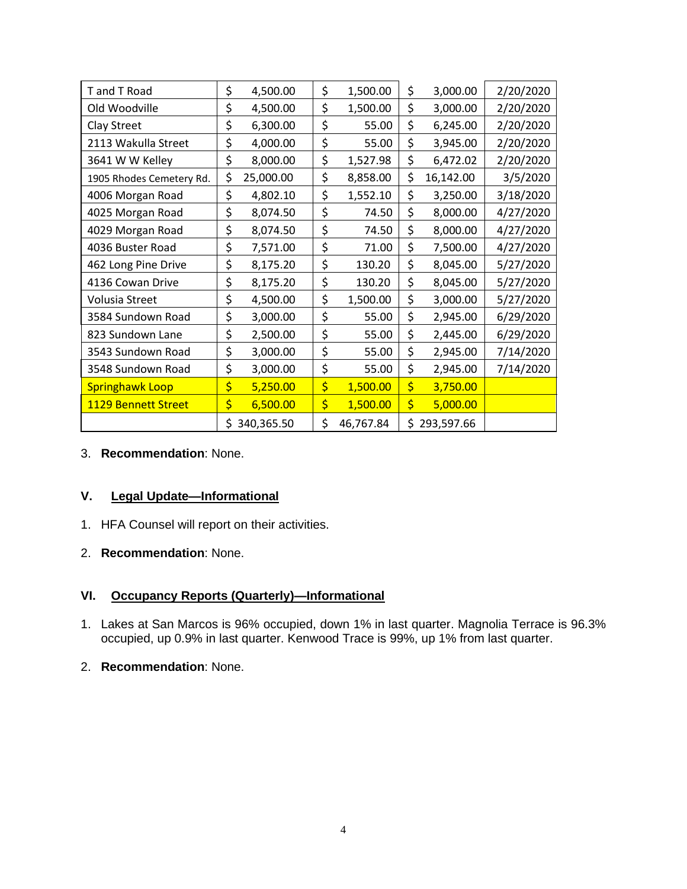| T and T Road | $ 4,500.00 | $ 1,500.00 | $ 3,000.00 | 2/20/2020 |
|---|---|---|---|---|
| Old Woodville | $ 4,500.00 | $ 1,500.00 | $ 3,000.00 | 2/20/2020 |
| Clay Street | $ 6,300.00 | $ 55.00 | $ 6,245.00 | 2/20/2020 |
| 2113 Wakulla Street | $ 4,000.00 | $ 55.00 | $ 3,945.00 | 2/20/2020 |
| 3641 W W Kelley | $ 8,000.00 | $ 1,527.98 | $ 6,472.02 | 2/20/2020 |
| 1905 Rhodes Cemetery Rd. | $ 25,000.00 | $ 8,858.00 | $ 16,142.00 | 3/5/2020 |
| 4006 Morgan Road | $ 4,802.10 | $ 1,552.10 | $ 3,250.00 | 3/18/2020 |
| 4025 Morgan Road | $ 8,074.50 | $ 74.50 | $ 8,000.00 | 4/27/2020 |
| 4029 Morgan Road | $ 8,074.50 | $ 74.50 | $ 8,000.00 | 4/27/2020 |
| 4036 Buster Road | $ 7,571.00 | $ 71.00 | $ 7,500.00 | 4/27/2020 |
| 462 Long Pine Drive | $ 8,175.20 | $ 130.20 | $ 8,045.00 | 5/27/2020 |
| 4136 Cowan Drive | $ 8,175.20 | $ 130.20 | $ 8,045.00 | 5/27/2020 |
| Volusia Street | $ 4,500.00 | $ 1,500.00 | $ 3,000.00 | 5/27/2020 |
| 3584 Sundown Road | $ 3,000.00 | $ 55.00 | $ 2,945.00 | 6/29/2020 |
| 823 Sundown Lane | $ 2,500.00 | $ 55.00 | $ 2,445.00 | 6/29/2020 |
| 3543 Sundown Road | $ 3,000.00 | $ 55.00 | $ 2,945.00 | 7/14/2020 |
| 3548 Sundown Road | $ 3,000.00 | $ 55.00 | $ 2,945.00 | 7/14/2020 |
| Springhawk Loop | $ 5,250.00 | $ 1,500.00 | $ 3,750.00 | |
| 1129 Bennett Street | $ 6,500.00 | $ 1,500.00 | $ 5,000.00 | |
| | $ 340,365.50 | $ 46,767.84 | $ 293,597.66 | |

3. **Recommendation**: None.

## V. Legal Update—Informational

1. HFA Counsel will report on their activities.
2. **Recommendation**: None.

## VI. Occupancy Reports (Quarterly)—Informational

1. Lakes at San Marcos is 96% occupied, down 1% in last quarter. Magnolia Terrace is 96.3% occupied, up 0.9% in last quarter. Kenwood Trace is 99%, up 1% from last quarter.
2. **Recommendation**: None.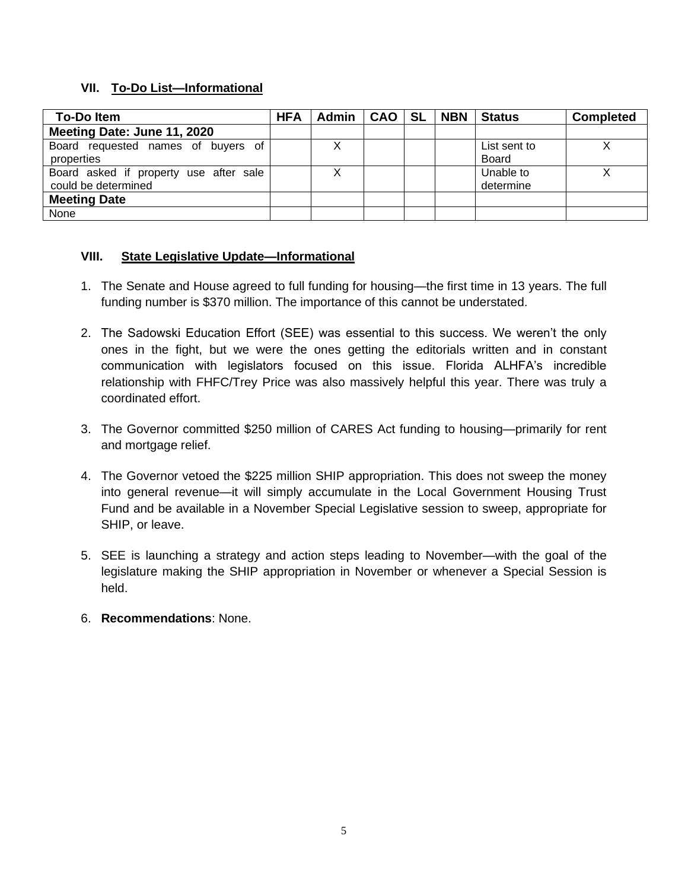### VII. To-Do List—Informational

| To-Do Item | HFA | Admin | CAO | SL | NBN | Status | Completed |
|---|---|---|---|---|---|---|---|
| **Meeting Date: June 11, 2020** | | | | | | | |
| Board requested names of buyers of properties | | X | | | | List sent to Board | X |
| Board asked if property use after sale could be determined | | X | | | | Unable to determine | X |
| **Meeting Date** | | | | | | | |
| None | | | | | | | |

### VIII. State Legislative Update—Informational

1. The Senate and House agreed to full funding for housing—the first time in 13 years. The full funding number is $370 million. The importance of this cannot be understated.

2. The Sadowski Education Effort (SEE) was essential to this success. We weren't the only ones in the fight, but we were the ones getting the editorials written and in constant communication with legislators focused on this issue. Florida ALHFA's incredible relationship with FHFC/Trey Price was also massively helpful this year. There was truly a coordinated effort.

3. The Governor committed $250 million of CARES Act funding to housing—primarily for rent and mortgage relief.

4. The Governor vetoed the $225 million SHIP appropriation. This does not sweep the money into general revenue—it will simply accumulate in the Local Government Housing Trust Fund and be available in a November Special Legislative session to sweep, appropriate for SHIP, or leave.

5. SEE is launching a strategy and action steps leading to November—with the goal of the legislature making the SHIP appropriation in November or whenever a Special Session is held.

6. **Recommendations**: None.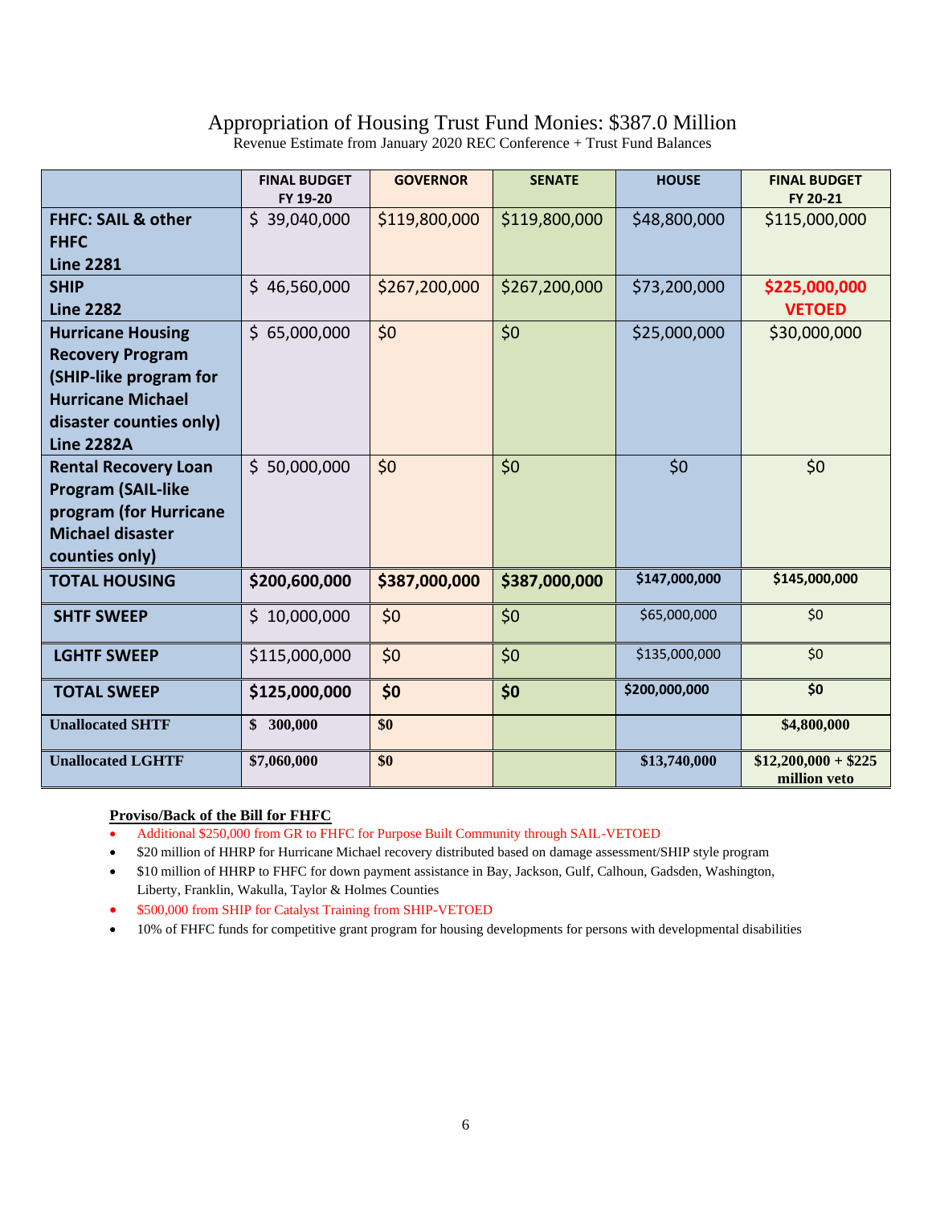# Appropriation of Housing Trust Fund Monies: $387.0 Million

Revenue Estimate from January 2020 REC Conference + Trust Fund Balances

| | FINAL BUDGET FY 19-20 | GOVERNOR | SENATE | HOUSE | FINAL BUDGET FY 20-21 |
|---|---|---|---|---|---|
| **FHFC: SAIL & other FHFC Line 2281** | $ 39,040,000 | $119,800,000 | $119,800,000 | $48,800,000 | $115,000,000 |
| **SHIP Line 2282** | $ 46,560,000 | $267,200,000 | $267,200,000 | $73,200,000 | **$225,000,000 VETOED** |
| **Hurricane Housing Recovery Program (SHIP-like program for Hurricane Michael disaster counties only) Line 2282A** | $ 65,000,000 | $0 | $0 | $25,000,000 | $30,000,000 |
| **Rental Recovery Loan Program (SAIL-like program (for Hurricane Michael disaster counties only)** | $ 50,000,000 | $0 | $0 | $0 | $0 |
| **TOTAL HOUSING** | **$200,600,000** | **$387,000,000** | **$387,000,000** | **$147,000,000** | **$145,000,000** |
| **SHTF SWEEP** | $ 10,000,000 | $0 | $0 | $65,000,000 | $0 |
| **LGHTF SWEEP** | $115,000,000 | $0 | $0 | $135,000,000 | $0 |
| **TOTAL SWEEP** | **$125,000,000** | **$0** | **$0** | **$200,000,000** | **$0** |
| **Unallocated SHTF** | **$ 300,000** | **$0** | | | **$4,800,000** |
| **Unallocated LGHTF** | **$7,060,000** | **$0** | | **$13,740,000** | **$12,200,000 + $225 million veto** |

**Proviso/Back of the Bill for FHFC**

- Additional $250,000 from GR to FHFC for Purpose Built Community through SAIL-VETOED
- $20 million of HHRP for Hurricane Michael recovery distributed based on damage assessment/SHIP style program
- $10 million of HHRP to FHFC for down payment assistance in Bay, Jackson, Gulf, Calhoun, Gadsden, Washington, Liberty, Franklin, Wakulla, Taylor & Holmes Counties
- $500,000 from SHIP for Catalyst Training from SHIP-VETOED
- 10% of FHFC funds for competitive grant program for housing developments for persons with developmental disabilities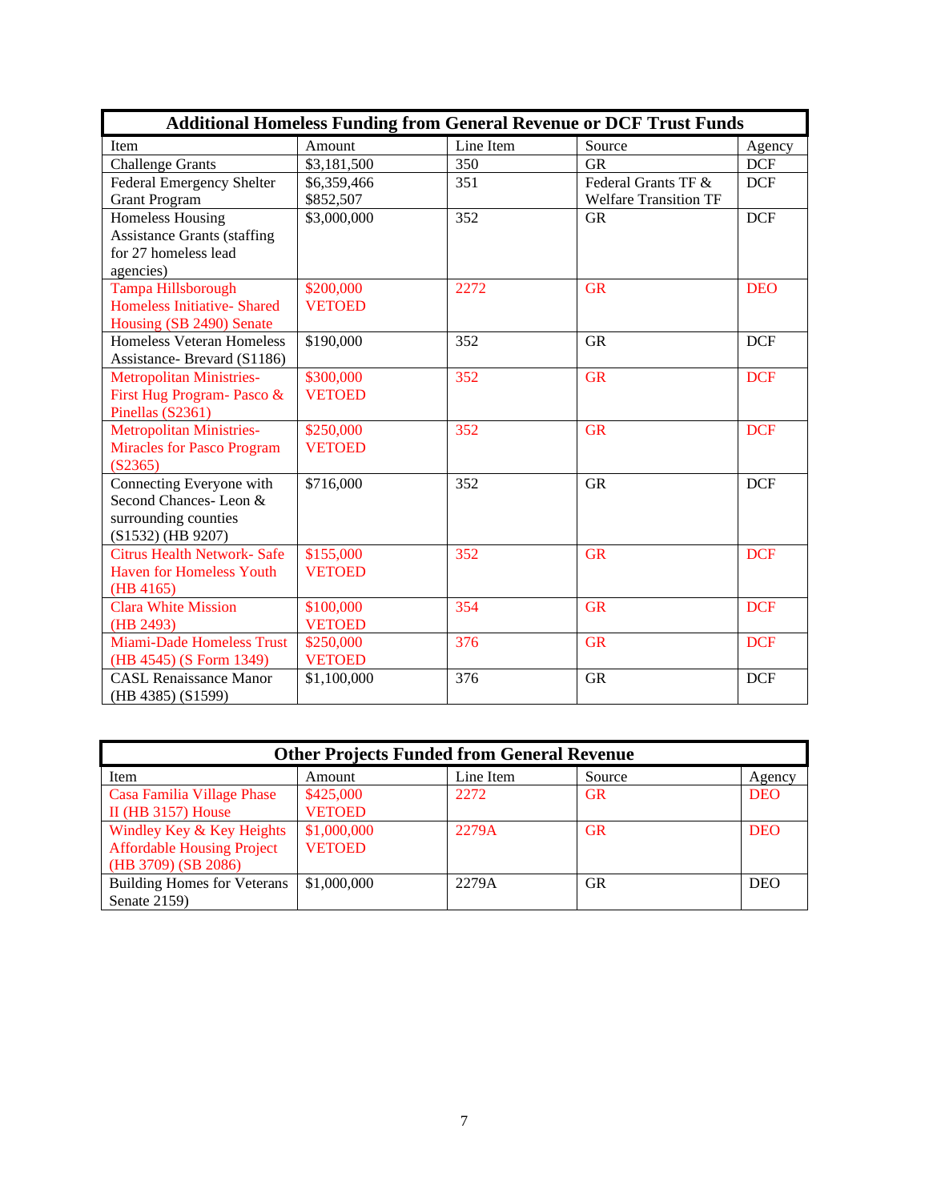| Additional Homeless Funding from General Revenue or DCF Trust Funds | | | | |
|---|---|---|---|---|
| Item | Amount | Line Item | Source | Agency |
| Challenge Grants | $3,181,500 | 350 | GR | DCF |
| Federal Emergency Shelter Grant Program | $6,359,466 $852,507 | 351 | Federal Grants TF & Welfare Transition TF | DCF |
| Homeless Housing Assistance Grants (staffing for 27 homeless lead agencies) | $3,000,000 | 352 | GR | DCF |
| Tampa Hillsborough Homeless Initiative- Shared Housing (SB 2490) Senate | $200,000 VETOED | 2272 | GR | DEO |
| Homeless Veteran Homeless Assistance- Brevard (S1186) | $190,000 | 352 | GR | DCF |
| Metropolitan Ministries- First Hug Program- Pasco & Pinellas (S2361) | $300,000 VETOED | 352 | GR | DCF |
| Metropolitan Ministries- Miracles for Pasco Program (S2365) | $250,000 VETOED | 352 | GR | DCF |
| Connecting Everyone with Second Chances- Leon & surrounding counties (S1532) (HB 9207) | $716,000 | 352 | GR | DCF |
| Citrus Health Network- Safe Haven for Homeless Youth (HB 4165) | $155,000 VETOED | 352 | GR | DCF |
| Clara White Mission (HB 2493) | $100,000 VETOED | 354 | GR | DCF |
| Miami-Dade Homeless Trust (HB 4545) (S Form 1349) | $250,000 VETOED | 376 | GR | DCF |
| CASL Renaissance Manor (HB 4385) (S1599) | $1,100,000 | 376 | GR | DCF |

| Other Projects Funded from General Revenue | | | | |
|---|---|---|---|---|
| Item | Amount | Line Item | Source | Agency |
| Casa Familia Village Phase II (HB 3157) House | $425,000 VETOED | 2272 | GR | DEO |
| Windley Key & Key Heights Affordable Housing Project (HB 3709) (SB 2086) | $1,000,000 VETOED | 2279A | GR | DEO |
| Building Homes for Veterans Senate 2159) | $1,000,000 | 2279A | GR | DEO |